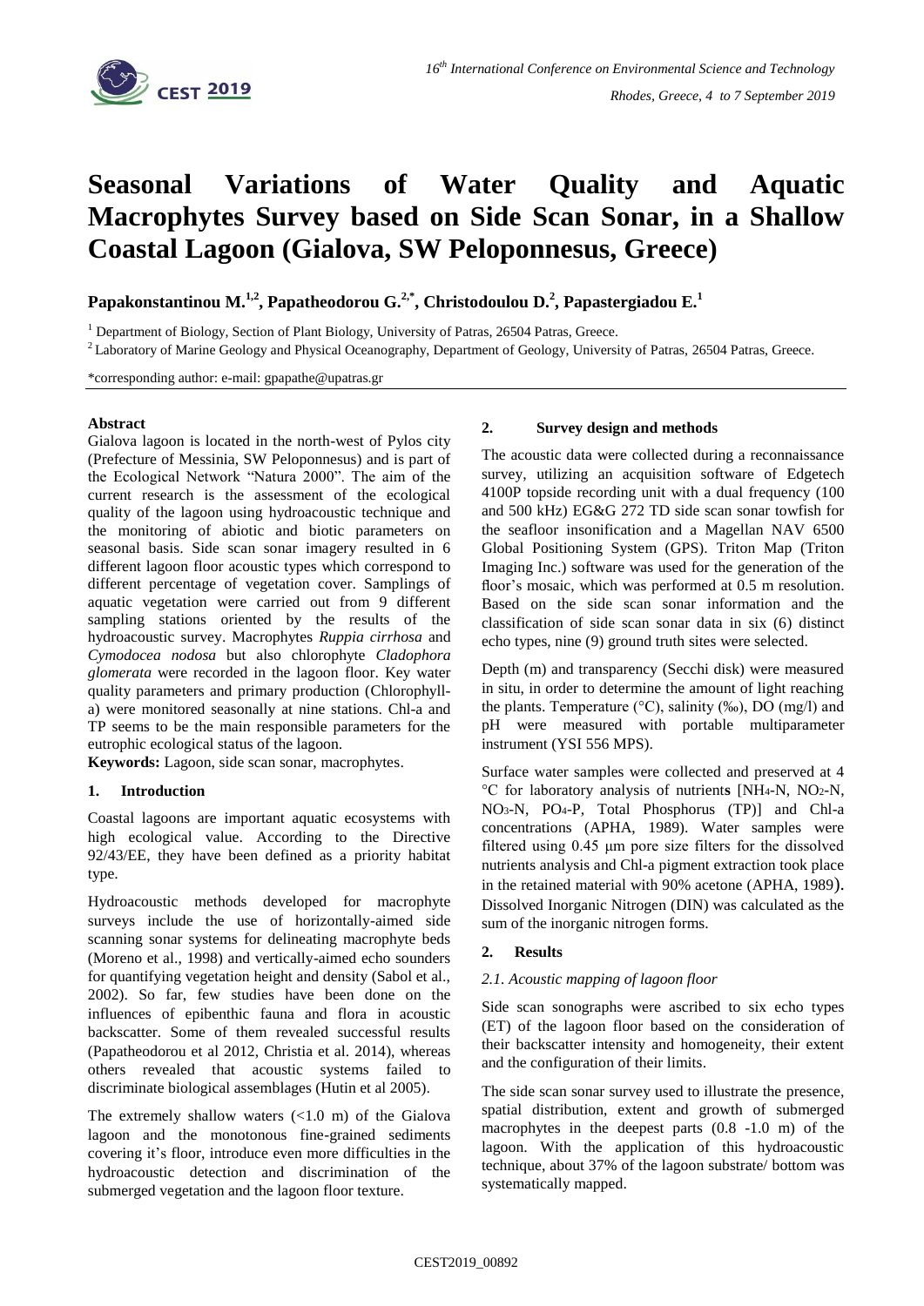# Seasonal Variations of Water Quality and Aquatic Macrophytes Survey based on Side Scan Sonar, in a Shallow Coastal Lagoon (Gialova, SW Peloponnesus, Greece)

**Papakonstantinou M.[1,2], Papatheodorou G.[2,*], Christodoulou D.[2], Papastergiadou E.[1]**

[1] Department of Biology, Section of Plant Biology, University of Patras, 26504 Patras, Greece.

[2] Laboratory of Marine Geology and Physical Oceanography, Department of Geology, University of Patras, 26504 Patras, Greece.

*corresponding author: e-mail: gpapathe@upatras.gr

**Abstract**

Gialova lagoon is located in the north-west of Pylos city (Prefecture of Messinia, SW Peloponnesus) and is part of the Ecological Network "Natura 2000". The aim of the current research is the assessment of the ecological quality of the lagoon using hydroacoustic technique and the monitoring of abiotic and biotic parameters on seasonal basis. Side scan sonar imagery resulted in 6 different lagoon floor acoustic types which correspond to different percentage of vegetation cover. Samplings of aquatic vegetation were carried out from 9 different sampling stations oriented by the results of the hydroacoustic survey. Macrophytes *Ruppia cirrhosa* and *Cymodocea nodosa* but also chlorophyte *Cladophora glomerata* were recorded in the lagoon floor. Key water quality parameters and primary production (Chlorophyll-a) were monitored seasonally at nine stations. Chl-a and TP seems to be the main responsible parameters for the eutrophic ecological status of the lagoon.

**Keywords:** Lagoon, side scan sonar, macrophytes.

## 1. Introduction

Coastal lagoons are important aquatic ecosystems with high ecological value. According to the Directive 92/43/EE, they have been defined as a priority habitat type.

Hydroacoustic methods developed for macrophyte surveys include the use of horizontally-aimed side scanning sonar systems for delineating macrophyte beds (Moreno et al., 1998) and vertically-aimed echo sounders for quantifying vegetation height and density (Sabol et al., 2002). So far, few studies have been done on the influences of epibenthic fauna and flora in acoustic backscatter. Some of them revealed successful results (Papatheodorou et al 2012, Christia et al. 2014), whereas others revealed that acoustic systems failed to discriminate biological assemblages (Hutin et al 2005).

The extremely shallow waters (<1.0 m) of the Gialova lagoon and the monotonous fine-grained sediments covering it's floor, introduce even more difficulties in the hydroacoustic detection and discrimination of the submerged vegetation and the lagoon floor texture.

## 2. Survey design and methods

The acoustic data were collected during a reconnaissance survey, utilizing an acquisition software of Edgetech 4100P topside recording unit with a dual frequency (100 and 500 kHz) EG&G 272 TD side scan sonar towfish for the seafloor insonification and a Magellan NAV 6500 Global Positioning System (GPS). Triton Map (Triton Imaging Inc.) software was used for the generation of the floor's mosaic, which was performed at 0.5 m resolution. Based on the side scan sonar information and the classification of side scan sonar data in six (6) distinct echo types, nine (9) ground truth sites were selected.

Depth (m) and transparency (Secchi disk) were measured in situ, in order to determine the amount of light reaching the plants. Temperature (°C), salinity (‰), DO (mg/l) and pH were measured with portable multiparameter instrument (YSI 556 MPS).

Surface water samples were collected and preserved at 4 °C for laboratory analysis of nutrients [$NH_4$-N, $NO_2$-N, $NO_3$-N, $PO_4$-P, Total Phosphorus (TP)] and Chl-a concentrations (APHA, 1989). Water samples were filtered using 0.45 μm pore size filters for the dissolved nutrients analysis and Chl-a pigment extraction took place in the retained material with 90% acetone (APHA, 1989). Dissolved Inorganic Nitrogen (DIN) was calculated as the sum of the inorganic nitrogen forms.

## 2. Results

### 2.1. Acoustic mapping of lagoon floor

Side scan sonographs were ascribed to six echo types (ET) of the lagoon floor based on the consideration of their backscatter intensity and homogeneity, their extent and the configuration of their limits.

The side scan sonar survey used to illustrate the presence, spatial distribution, extent and growth of submerged macrophytes in the deepest parts (0.8 -1.0 m) of the lagoon. With the application of this hydroacoustic technique, about 37% of the lagoon substrate/ bottom was systematically mapped.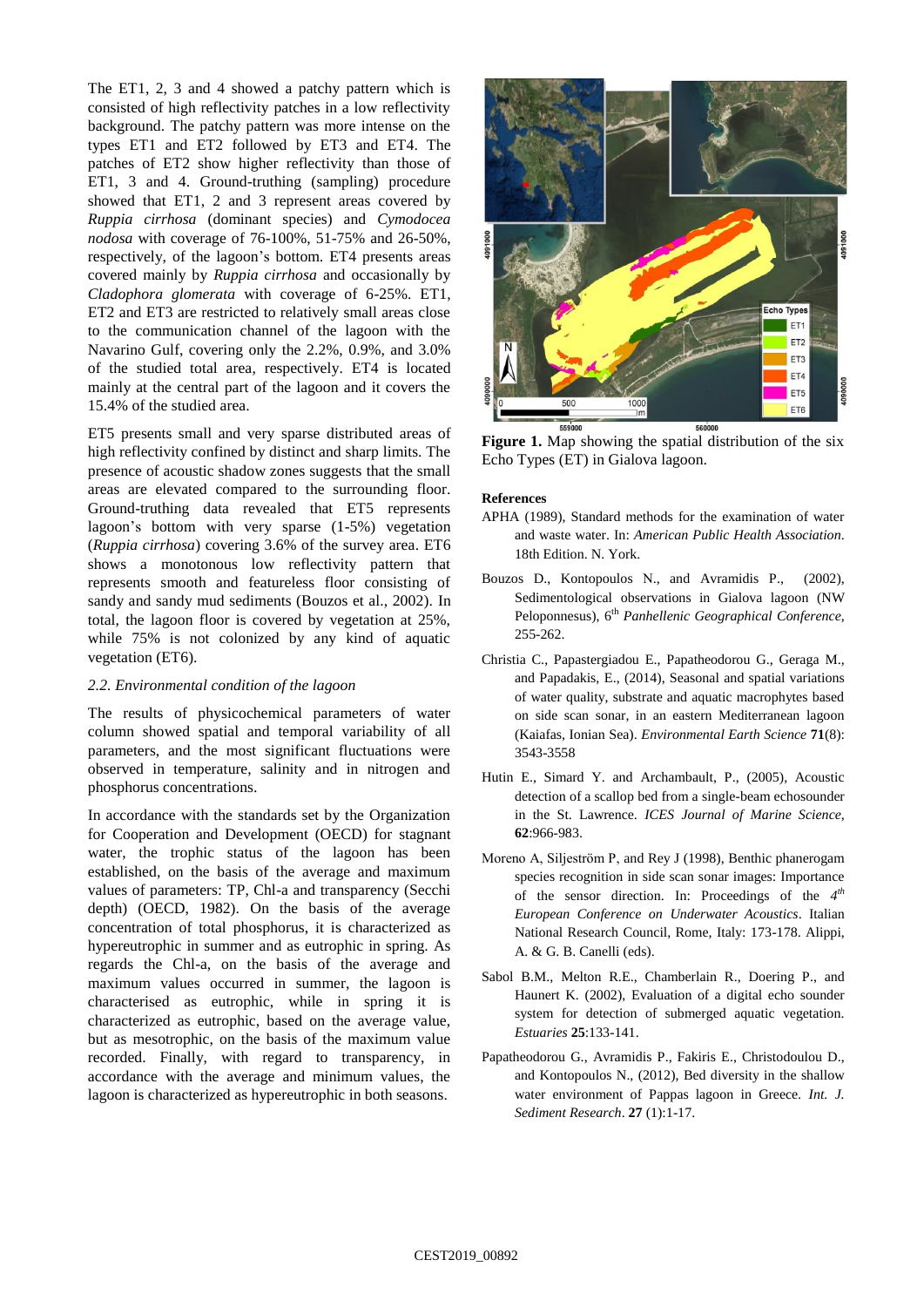The ET1, 2, 3 and 4 showed a patchy pattern which is consisted of high reflectivity patches in a low reflectivity background. The patchy pattern was more intense on the types ET1 and ET2 followed by ET3 and ET4. The patches of ET2 show higher reflectivity than those of ET1, 3 and 4. Ground-truthing (sampling) procedure showed that ET1, 2 and 3 represent areas covered by *Ruppia cirrhosa* (dominant species) and *Cymodocea nodosa* with coverage of 76-100%, 51-75% and 26-50%, respectively, of the lagoon's bottom. ET4 presents areas covered mainly by *Ruppia cirrhosa* and occasionally by *Cladophora glomerata* with coverage of 6-25%. ET1, ET2 and ET3 are restricted to relatively small areas close to the communication channel of the lagoon with the Navarino Gulf, covering only the 2.2%, 0.9%, and 3.0% of the studied total area, respectively. ET4 is located mainly at the central part of the lagoon and it covers the 15.4% of the studied area.

ET5 presents small and very sparse distributed areas of high reflectivity confined by distinct and sharp limits. The presence of acoustic shadow zones suggests that the small areas are elevated compared to the surrounding floor. Ground-truthing data revealed that ET5 represents lagoon's bottom with very sparse (1-5%) vegetation (*Ruppia cirrhosa*) covering 3.6% of the survey area. ET6 shows a monotonous low reflectivity pattern that represents smooth and featureless floor consisting of sandy and sandy mud sediments (Bouzos et al., 2002). In total, the lagoon floor is covered by vegetation at 25%, while 75% is not colonized by any kind of aquatic vegetation (ET6).

### *2.2. Environmental condition of the lagoon*

The results of physicochemical parameters of water column showed spatial and temporal variability of all parameters, and the most significant fluctuations were observed in temperature, salinity and in nitrogen and phosphorus concentrations.

In accordance with the standards set by the Organization for Cooperation and Development (OECD) for stagnant water, the trophic status of the lagoon has been established, on the basis of the average and maximum values of parameters: TP, Chl-a and transparency (Secchi depth) (OECD, 1982). On the basis of the average concentration of total phosphorus, it is characterized as hypereutrophic in summer and as eutrophic in spring. As regards the Chl-a, on the basis of the average and maximum values occurred in summer, the lagoon is characterised as eutrophic, while in spring it is characterized as eutrophic, based on the average value, but as mesotrophic, on the basis of the maximum value recorded. Finally, with regard to transparency, in accordance with the average and minimum values, the lagoon is characterized as hypereutrophic in both seasons.

4091000
4090000
559000
560000
N
0 500 1000 m
Echo Types
ET1
ET2
ET3
ET4
ET5
ET6

**Figure 1.** Map showing the spatial distribution of the six Echo Types (ET) in Gialova lagoon.

**References**

APHA (1989), Standard methods for the examination of water and waste water. In: *American Public Health Association*. 18th Edition. N. York.

Bouzos D., Kontopoulos N., and Avramidis P., (2002), Sedimentological observations in Gialova lagoon (NW Peloponnesus), 6th *Panhellenic Geographical Conference*, 255-262.

Christia C., Papastergiadou E., Papatheodorou G., Geraga M., and Papadakis, E., (2014), Seasonal and spatial variations of water quality, substrate and aquatic macrophytes based on side scan sonar, in an eastern Mediterranean lagoon (Kaiafas, Ionian Sea). *Environmental Earth Science* **71**(8): 3543-3558

Hutin E., Simard Y. and Archambault, P., (2005), Acoustic detection of a scallop bed from a single-beam echosounder in the St. Lawrence. *ICES Journal of Marine Science*, **62**:966-983.

Moreno A, Siljeström P, and Rey J (1998), Benthic phanerogam species recognition in side scan sonar images: Importance of the sensor direction. In: Proceedings of the 4th *European Conference on Underwater Acoustics*. Italian National Research Council, Rome, Italy: 173-178. Alippi, A. & G. B. Canelli (eds).

Sabol B.M., Melton R.E., Chamberlain R., Doering P., and Haunert K. (2002), Evaluation of a digital echo sounder system for detection of submerged aquatic vegetation. *Estuaries* **25**:133-141.

Papatheodorou G., Avramidis P., Fakiris E., Christodoulou D., and Kontopoulos N., (2012), Bed diversity in the shallow water environment of Pappas lagoon in Greece. *Int. J. Sediment Research*. **27** (1):1-17.